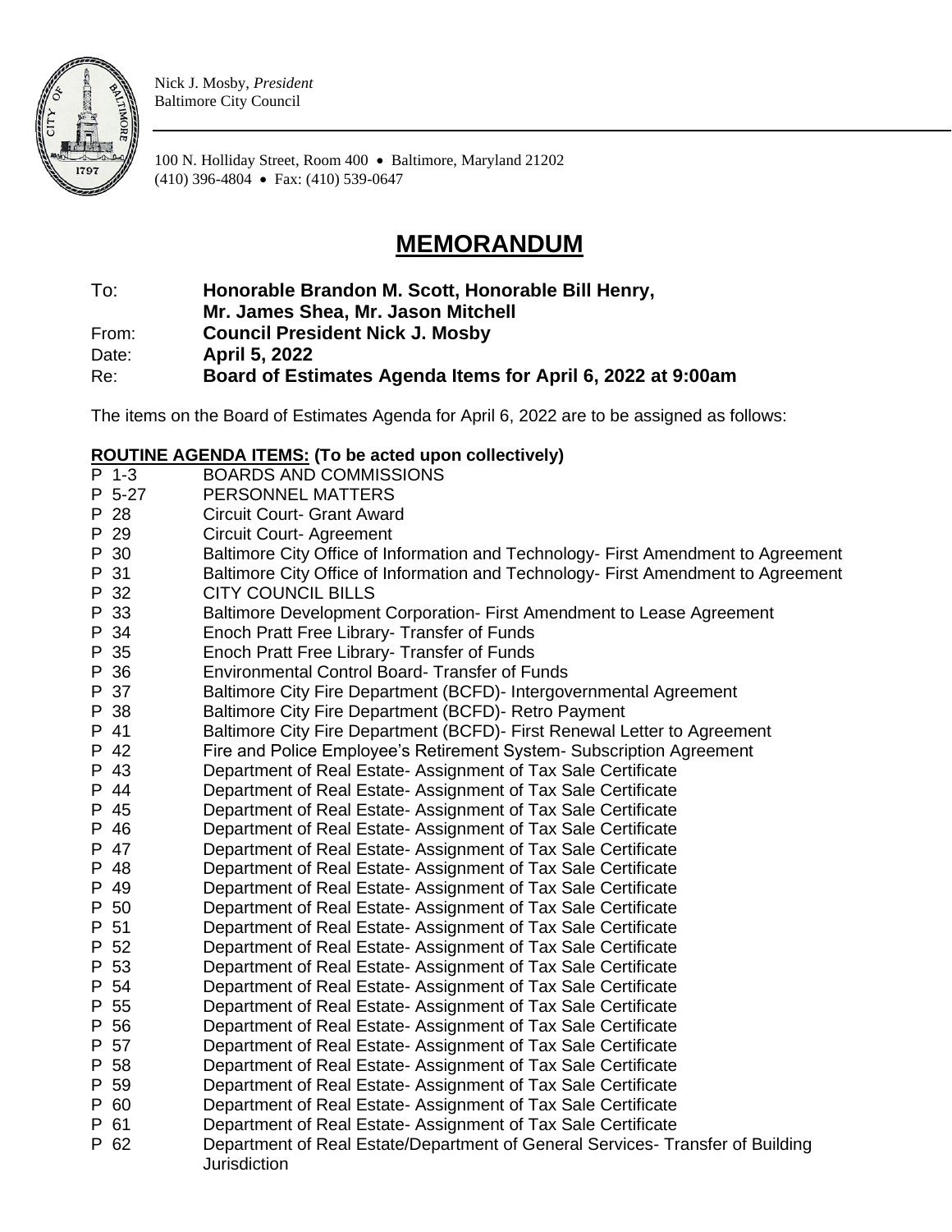Nick J. Mosby, *President*
Baltimore City Council

100 N. Holliday Street, Room 400 • Baltimore, Maryland 21202
(410) 396-4804 • Fax: (410) 539-0647

# MEMORANDUM

To: **Honorable Brandon M. Scott, Honorable Bill Henry, Mr. James Shea, Mr. Jason Mitchell**
From: **Council President Nick J. Mosby**
Date: **April 5, 2022**
Re: **Board of Estimates Agenda Items for April 6, 2022 at 9:00am**

The items on the Board of Estimates Agenda for April 6, 2022 are to be assigned as follows:

**ROUTINE AGENDA ITEMS: (To be acted upon collectively)**

P 1-3 BOARDS AND COMMISSIONS
P 5-27 PERSONNEL MATTERS
P 28 Circuit Court- Grant Award
P 29 Circuit Court- Agreement
P 30 Baltimore City Office of Information and Technology- First Amendment to Agreement
P 31 Baltimore City Office of Information and Technology- First Amendment to Agreement
P 32 CITY COUNCIL BILLS
P 33 Baltimore Development Corporation- First Amendment to Lease Agreement
P 34 Enoch Pratt Free Library- Transfer of Funds
P 35 Enoch Pratt Free Library- Transfer of Funds
P 36 Environmental Control Board- Transfer of Funds
P 37 Baltimore City Fire Department (BCFD)- Intergovernmental Agreement
P 38 Baltimore City Fire Department (BCFD)- Retro Payment
P 41 Baltimore City Fire Department (BCFD)- First Renewal Letter to Agreement
P 42 Fire and Police Employee's Retirement System- Subscription Agreement
P 43 Department of Real Estate- Assignment of Tax Sale Certificate
P 44 Department of Real Estate- Assignment of Tax Sale Certificate
P 45 Department of Real Estate- Assignment of Tax Sale Certificate
P 46 Department of Real Estate- Assignment of Tax Sale Certificate
P 47 Department of Real Estate- Assignment of Tax Sale Certificate
P 48 Department of Real Estate- Assignment of Tax Sale Certificate
P 49 Department of Real Estate- Assignment of Tax Sale Certificate
P 50 Department of Real Estate- Assignment of Tax Sale Certificate
P 51 Department of Real Estate- Assignment of Tax Sale Certificate
P 52 Department of Real Estate- Assignment of Tax Sale Certificate
P 53 Department of Real Estate- Assignment of Tax Sale Certificate
P 54 Department of Real Estate- Assignment of Tax Sale Certificate
P 55 Department of Real Estate- Assignment of Tax Sale Certificate
P 56 Department of Real Estate- Assignment of Tax Sale Certificate
P 57 Department of Real Estate- Assignment of Tax Sale Certificate
P 58 Department of Real Estate- Assignment of Tax Sale Certificate
P 59 Department of Real Estate- Assignment of Tax Sale Certificate
P 60 Department of Real Estate- Assignment of Tax Sale Certificate
P 61 Department of Real Estate- Assignment of Tax Sale Certificate
P 62 Department of Real Estate/Department of General Services- Transfer of Building Jurisdiction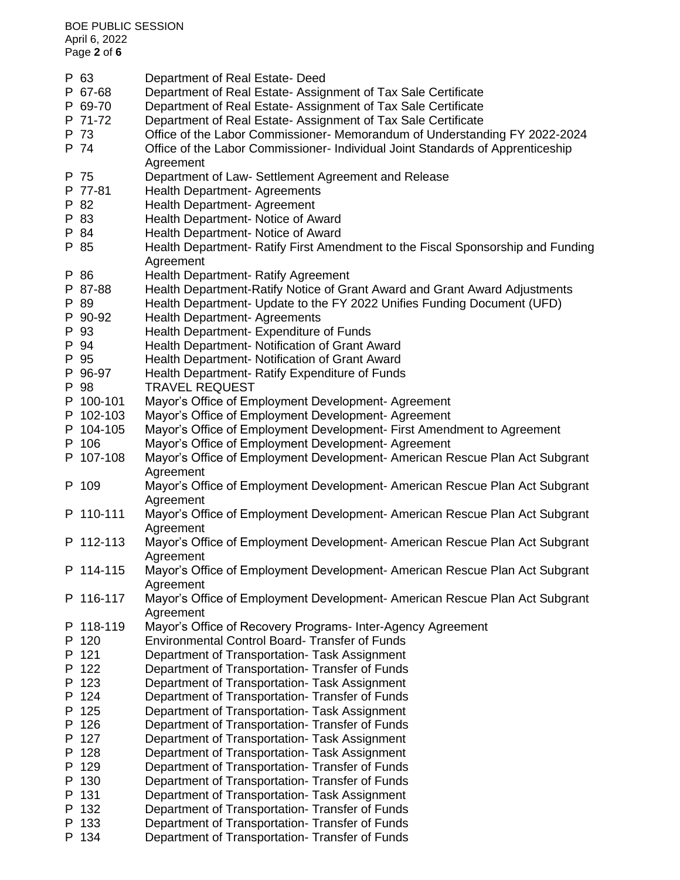| | |
|---|---|
| P 63 | Department of Real Estate- Deed |
| P 67-68 | Department of Real Estate- Assignment of Tax Sale Certificate |
| P 69-70 | Department of Real Estate- Assignment of Tax Sale Certificate |
| P 71-72 | Department of Real Estate- Assignment of Tax Sale Certificate |
| P 73 | Office of the Labor Commissioner- Memorandum of Understanding FY 2022-2024 |
| P 74 | Office of the Labor Commissioner- Individual Joint Standards of Apprenticeship Agreement |
| P 75 | Department of Law- Settlement Agreement and Release |
| P 77-81 | Health Department- Agreements |
| P 82 | Health Department- Agreement |
| P 83 | Health Department- Notice of Award |
| P 84 | Health Department- Notice of Award |
| P 85 | Health Department- Ratify First Amendment to the Fiscal Sponsorship and Funding Agreement |
| P 86 | Health Department- Ratify Agreement |
| P 87-88 | Health Department-Ratify Notice of Grant Award and Grant Award Adjustments |
| P 89 | Health Department- Update to the FY 2022 Unifies Funding Document (UFD) |
| P 90-92 | Health Department- Agreements |
| P 93 | Health Department- Expenditure of Funds |
| P 94 | Health Department- Notification of Grant Award |
| P 95 | Health Department- Notification of Grant Award |
| P 96-97 | Health Department- Ratify Expenditure of Funds |
| P 98 | TRAVEL REQUEST |
| P 100-101 | Mayor's Office of Employment Development- Agreement |
| P 102-103 | Mayor's Office of Employment Development- Agreement |
| P 104-105 | Mayor's Office of Employment Development- First Amendment to Agreement |
| P 106 | Mayor's Office of Employment Development- Agreement |
| P 107-108 | Mayor's Office of Employment Development- American Rescue Plan Act Subgrant Agreement |
| P 109 | Mayor's Office of Employment Development- American Rescue Plan Act Subgrant Agreement |
| P 110-111 | Mayor's Office of Employment Development- American Rescue Plan Act Subgrant Agreement |
| P 112-113 | Mayor's Office of Employment Development- American Rescue Plan Act Subgrant Agreement |
| P 114-115 | Mayor's Office of Employment Development- American Rescue Plan Act Subgrant Agreement |
| P 116-117 | Mayor's Office of Employment Development- American Rescue Plan Act Subgrant Agreement |
| P 118-119 | Mayor's Office of Recovery Programs- Inter-Agency Agreement |
| P 120 | Environmental Control Board- Transfer of Funds |
| P 121 | Department of Transportation- Task Assignment |
| P 122 | Department of Transportation- Transfer of Funds |
| P 123 | Department of Transportation- Task Assignment |
| P 124 | Department of Transportation- Transfer of Funds |
| P 125 | Department of Transportation- Task Assignment |
| P 126 | Department of Transportation- Transfer of Funds |
| P 127 | Department of Transportation- Task Assignment |
| P 128 | Department of Transportation- Task Assignment |
| P 129 | Department of Transportation- Transfer of Funds |
| P 130 | Department of Transportation- Transfer of Funds |
| P 131 | Department of Transportation- Task Assignment |
| P 132 | Department of Transportation- Transfer of Funds |
| P 133 | Department of Transportation- Transfer of Funds |
| P 134 | Department of Transportation- Transfer of Funds |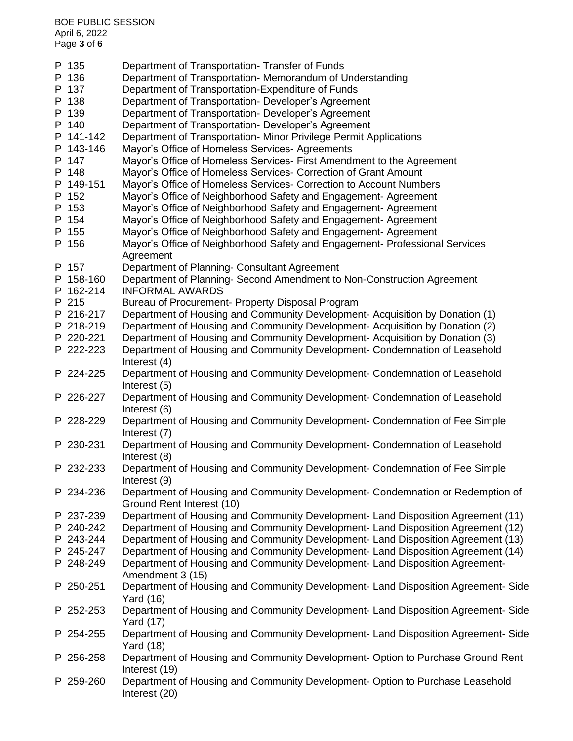| | |
|---|---|
| P 135 | Department of Transportation- Transfer of Funds |
| P 136 | Department of Transportation- Memorandum of Understanding |
| P 137 | Department of Transportation-Expenditure of Funds |
| P 138 | Department of Transportation- Developer's Agreement |
| P 139 | Department of Transportation- Developer's Agreement |
| P 140 | Department of Transportation- Developer's Agreement |
| P 141-142 | Department of Transportation- Minor Privilege Permit Applications |
| P 143-146 | Mayor's Office of Homeless Services- Agreements |
| P 147 | Mayor's Office of Homeless Services- First Amendment to the Agreement |
| P 148 | Mayor's Office of Homeless Services- Correction of Grant Amount |
| P 149-151 | Mayor's Office of Homeless Services- Correction to Account Numbers |
| P 152 | Mayor's Office of Neighborhood Safety and Engagement- Agreement |
| P 153 | Mayor's Office of Neighborhood Safety and Engagement- Agreement |
| P 154 | Mayor's Office of Neighborhood Safety and Engagement- Agreement |
| P 155 | Mayor's Office of Neighborhood Safety and Engagement- Agreement |
| P 156 | Mayor's Office of Neighborhood Safety and Engagement- Professional Services Agreement |
| P 157 | Department of Planning- Consultant Agreement |
| P 158-160 | Department of Planning- Second Amendment to Non-Construction Agreement |
| P 162-214 | INFORMAL AWARDS |
| P 215 | Bureau of Procurement- Property Disposal Program |
| P 216-217 | Department of Housing and Community Development- Acquisition by Donation (1) |
| P 218-219 | Department of Housing and Community Development- Acquisition by Donation (2) |
| P 220-221 | Department of Housing and Community Development- Acquisition by Donation (3) |
| P 222-223 | Department of Housing and Community Development- Condemnation of Leasehold Interest (4) |
| P 224-225 | Department of Housing and Community Development- Condemnation of Leasehold Interest (5) |
| P 226-227 | Department of Housing and Community Development- Condemnation of Leasehold Interest (6) |
| P 228-229 | Department of Housing and Community Development- Condemnation of Fee Simple Interest (7) |
| P 230-231 | Department of Housing and Community Development- Condemnation of Leasehold Interest (8) |
| P 232-233 | Department of Housing and Community Development- Condemnation of Fee Simple Interest (9) |
| P 234-236 | Department of Housing and Community Development- Condemnation or Redemption of Ground Rent Interest (10) |
| P 237-239 | Department of Housing and Community Development- Land Disposition Agreement (11) |
| P 240-242 | Department of Housing and Community Development- Land Disposition Agreement (12) |
| P 243-244 | Department of Housing and Community Development- Land Disposition Agreement (13) |
| P 245-247 | Department of Housing and Community Development- Land Disposition Agreement (14) |
| P 248-249 | Department of Housing and Community Development- Land Disposition Agreement- Amendment 3 (15) |
| P 250-251 | Department of Housing and Community Development- Land Disposition Agreement- Side Yard (16) |
| P 252-253 | Department of Housing and Community Development- Land Disposition Agreement- Side Yard (17) |
| P 254-255 | Department of Housing and Community Development- Land Disposition Agreement- Side Yard (18) |
| P 256-258 | Department of Housing and Community Development- Option to Purchase Ground Rent Interest (19) |
| P 259-260 | Department of Housing and Community Development- Option to Purchase Leasehold Interest (20) |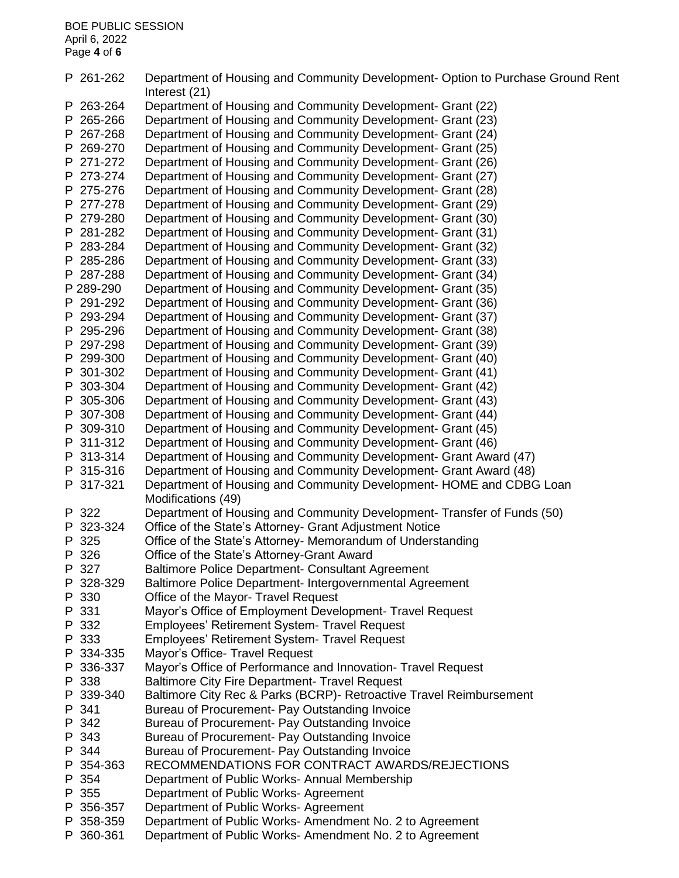P 261-262 Department of Housing and Community Development- Option to Purchase Ground Rent Interest (21)
P 263-264 Department of Housing and Community Development- Grant (22)
P 265-266 Department of Housing and Community Development- Grant (23)
P 267-268 Department of Housing and Community Development- Grant (24)
P 269-270 Department of Housing and Community Development- Grant (25)
P 271-272 Department of Housing and Community Development- Grant (26)
P 273-274 Department of Housing and Community Development- Grant (27)
P 275-276 Department of Housing and Community Development- Grant (28)
P 277-278 Department of Housing and Community Development- Grant (29)
P 279-280 Department of Housing and Community Development- Grant (30)
P 281-282 Department of Housing and Community Development- Grant (31)
P 283-284 Department of Housing and Community Development- Grant (32)
P 285-286 Department of Housing and Community Development- Grant (33)
P 287-288 Department of Housing and Community Development- Grant (34)
P 289-290 Department of Housing and Community Development- Grant (35)
P 291-292 Department of Housing and Community Development- Grant (36)
P 293-294 Department of Housing and Community Development- Grant (37)
P 295-296 Department of Housing and Community Development- Grant (38)
P 297-298 Department of Housing and Community Development- Grant (39)
P 299-300 Department of Housing and Community Development- Grant (40)
P 301-302 Department of Housing and Community Development- Grant (41)
P 303-304 Department of Housing and Community Development- Grant (42)
P 305-306 Department of Housing and Community Development- Grant (43)
P 307-308 Department of Housing and Community Development- Grant (44)
P 309-310 Department of Housing and Community Development- Grant (45)
P 311-312 Department of Housing and Community Development- Grant (46)
P 313-314 Department of Housing and Community Development- Grant Award (47)
P 315-316 Department of Housing and Community Development- Grant Award (48)
P 317-321 Department of Housing and Community Development- HOME and CDBG Loan Modifications (49)
P 322 Department of Housing and Community Development- Transfer of Funds (50)
P 323-324 Office of the State's Attorney- Grant Adjustment Notice
P 325 Office of the State's Attorney- Memorandum of Understanding
P 326 Office of the State's Attorney-Grant Award
P 327 Baltimore Police Department- Consultant Agreement
P 328-329 Baltimore Police Department- Intergovernmental Agreement
P 330 Office of the Mayor- Travel Request
P 331 Mayor's Office of Employment Development- Travel Request
P 332 Employees' Retirement System- Travel Request
P 333 Employees' Retirement System- Travel Request
P 334-335 Mayor's Office- Travel Request
P 336-337 Mayor's Office of Performance and Innovation- Travel Request
P 338 Baltimore City Fire Department- Travel Request
P 339-340 Baltimore City Rec & Parks (BCRP)- Retroactive Travel Reimbursement
P 341 Bureau of Procurement- Pay Outstanding Invoice
P 342 Bureau of Procurement- Pay Outstanding Invoice
P 343 Bureau of Procurement- Pay Outstanding Invoice
P 344 Bureau of Procurement- Pay Outstanding Invoice
P 354-363 RECOMMENDATIONS FOR CONTRACT AWARDS/REJECTIONS
P 354 Department of Public Works- Annual Membership
P 355 Department of Public Works- Agreement
P 356-357 Department of Public Works- Agreement
P 358-359 Department of Public Works- Amendment No. 2 to Agreement
P 360-361 Department of Public Works- Amendment No. 2 to Agreement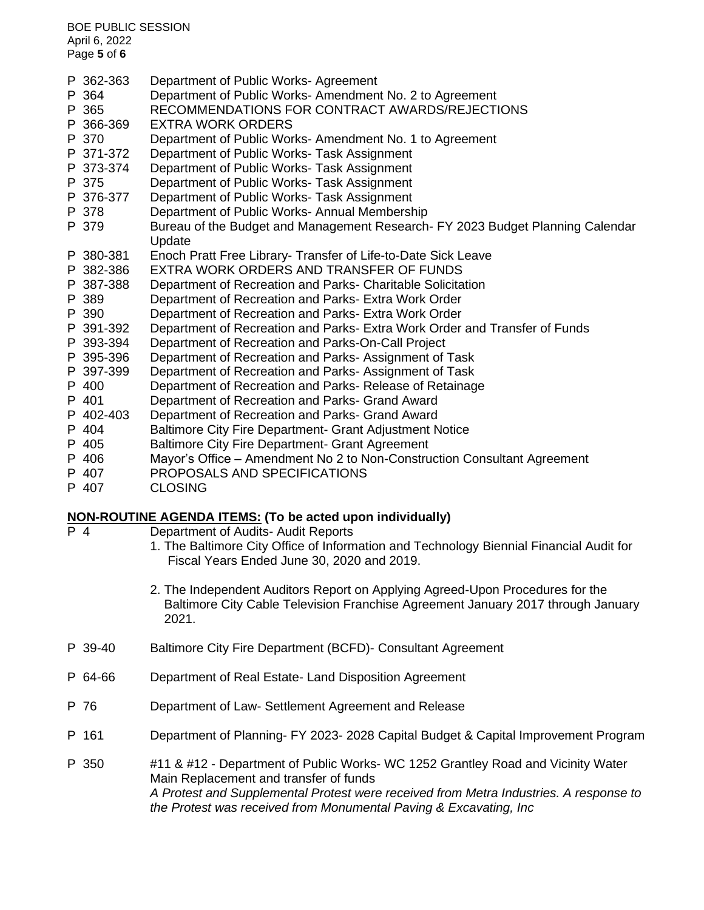| | |
|---|---|
| P 362-363 | Department of Public Works- Agreement |
| P 364 | Department of Public Works- Amendment No. 2 to Agreement |
| P 365 | RECOMMENDATIONS FOR CONTRACT AWARDS/REJECTIONS |
| P 366-369 | EXTRA WORK ORDERS |
| P 370 | Department of Public Works- Amendment No. 1 to Agreement |
| P 371-372 | Department of Public Works- Task Assignment |
| P 373-374 | Department of Public Works- Task Assignment |
| P 375 | Department of Public Works- Task Assignment |
| P 376-377 | Department of Public Works- Task Assignment |
| P 378 | Department of Public Works- Annual Membership |
| P 379 | Bureau of the Budget and Management Research- FY 2023 Budget Planning Calendar Update |
| P 380-381 | Enoch Pratt Free Library- Transfer of Life-to-Date Sick Leave |
| P 382-386 | EXTRA WORK ORDERS AND TRANSFER OF FUNDS |
| P 387-388 | Department of Recreation and Parks- Charitable Solicitation |
| P 389 | Department of Recreation and Parks- Extra Work Order |
| P 390 | Department of Recreation and Parks- Extra Work Order |
| P 391-392 | Department of Recreation and Parks- Extra Work Order and Transfer of Funds |
| P 393-394 | Department of Recreation and Parks-On-Call Project |
| P 395-396 | Department of Recreation and Parks- Assignment of Task |
| P 397-399 | Department of Recreation and Parks- Assignment of Task |
| P 400 | Department of Recreation and Parks- Release of Retainage |
| P 401 | Department of Recreation and Parks- Grand Award |
| P 402-403 | Department of Recreation and Parks- Grand Award |
| P 404 | Baltimore City Fire Department- Grant Adjustment Notice |
| P 405 | Baltimore City Fire Department- Grant Agreement |
| P 406 | Mayor's Office – Amendment No 2 to Non-Construction Consultant Agreement |
| P 407 | PROPOSALS AND SPECIFICATIONS |
| P 407 | CLOSING |

## NON-ROUTINE AGENDA ITEMS: (To be acted upon individually)

P 4 Department of Audits- Audit Reports

1. The Baltimore City Office of Information and Technology Biennial Financial Audit for Fiscal Years Ended June 30, 2020 and 2019.
2. The Independent Auditors Report on Applying Agreed-Upon Procedures for the Baltimore City Cable Television Franchise Agreement January 2017 through January 2021.

P 39-40 Baltimore City Fire Department (BCFD)- Consultant Agreement

P 64-66 Department of Real Estate- Land Disposition Agreement

P 76 Department of Law- Settlement Agreement and Release

P 161 Department of Planning- FY 2023- 2028 Capital Budget & Capital Improvement Program

P 350 #11 & #12 - Department of Public Works- WC 1252 Grantley Road and Vicinity Water Main Replacement and transfer of funds
*A Protest and Supplemental Protest were received from Metra Industries. A response to the Protest was received from Monumental Paving & Excavating, Inc*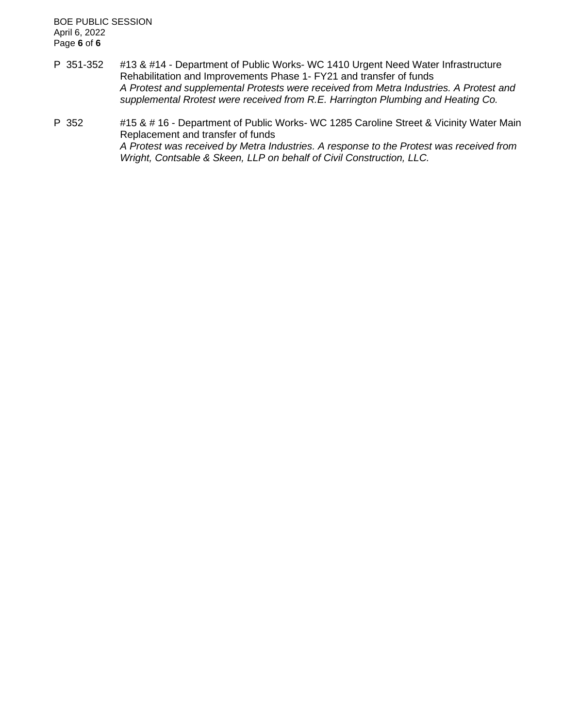P 351-352 #13 & #14 - Department of Public Works- WC 1410 Urgent Need Water Infrastructure Rehabilitation and Improvements Phase 1- FY21 and transfer of funds
*A Protest and supplemental Protests were received from Metra Industries. A Protest and supplemental Rrotest were received from R.E. Harrington Plumbing and Heating Co.*

P 352 #15 & # 16 - Department of Public Works- WC 1285 Caroline Street & Vicinity Water Main Replacement and transfer of funds
*A Protest was received by Metra Industries. A response to the Protest was received from Wright, Contsable & Skeen, LLP on behalf of Civil Construction, LLC.*